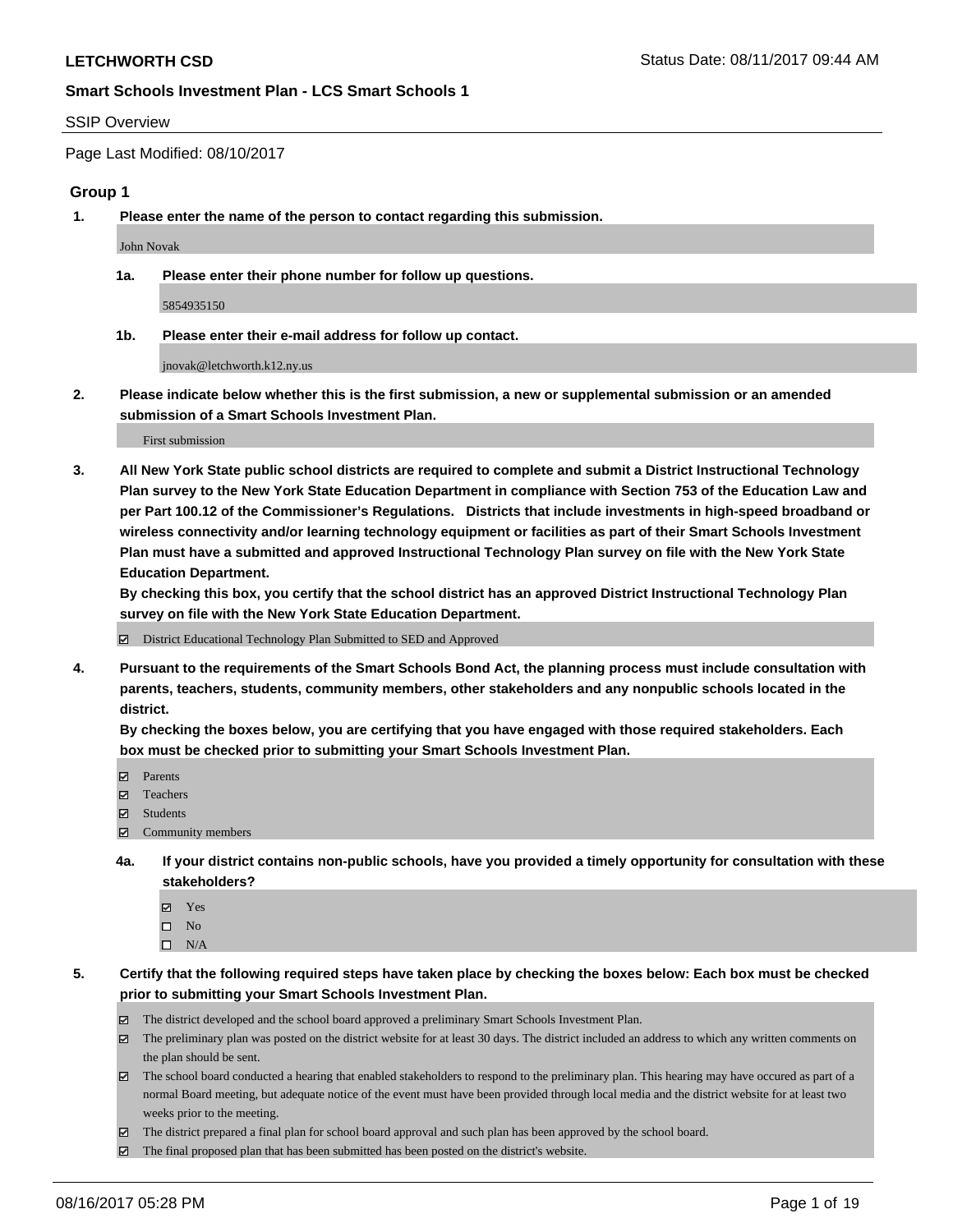**LETCHWORTH CSD** Status Date: 08/11/2017 09:44 AM

**Smart Schools Investment Plan - LCS Smart Schools 1**

SSIP Overview

Page Last Modified: 08/10/2017

## Group 1

**1. Please enter the name of the person to contact regarding this submission.**

John Novak

**1a. Please enter their phone number for follow up questions.**

5854935150

**1b. Please enter their e-mail address for follow up contact.**

jnovak@letchworth.k12.ny.us

**2. Please indicate below whether this is the first submission, a new or supplemental submission or an amended submission of a Smart Schools Investment Plan.**

First submission

**3. All New York State public school districts are required to complete and submit a District Instructional Technology Plan survey to the New York State Education Department in compliance with Section 753 of the Education Law and per Part 100.12 of the Commissioner's Regulations. Districts that include investments in high-speed broadband or wireless connectivity and/or learning technology equipment or facilities as part of their Smart Schools Investment Plan must have a submitted and approved Instructional Technology Plan survey on file with the New York State Education Department.**
**By checking this box, you certify that the school district has an approved District Instructional Technology Plan survey on file with the New York State Education Department.**

- ☑ District Educational Technology Plan Submitted to SED and Approved

**4. Pursuant to the requirements of the Smart Schools Bond Act, the planning process must include consultation with parents, teachers, students, community members, other stakeholders and any nonpublic schools located in the district.**
**By checking the boxes below, you are certifying that you have engaged with those required stakeholders. Each box must be checked prior to submitting your Smart Schools Investment Plan.**

- ☑ Parents
- ☑ Teachers
- ☑ Students
- ☑ Community members

**4a. If your district contains non-public schools, have you provided a timely opportunity for consultation with these stakeholders?**

- ☑ Yes
- ☐ No
- ☐ N/A

**5. Certify that the following required steps have taken place by checking the boxes below: Each box must be checked prior to submitting your Smart Schools Investment Plan.**

- ☑ The district developed and the school board approved a preliminary Smart Schools Investment Plan.
- ☑ The preliminary plan was posted on the district website for at least 30 days. The district included an address to which any written comments on the plan should be sent.
- ☑ The school board conducted a hearing that enabled stakeholders to respond to the preliminary plan. This hearing may have occured as part of a normal Board meeting, but adequate notice of the event must have been provided through local media and the district website for at least two weeks prior to the meeting.
- ☑ The district prepared a final plan for school board approval and such plan has been approved by the school board.
- ☑ The final proposed plan that has been submitted has been posted on the district's website.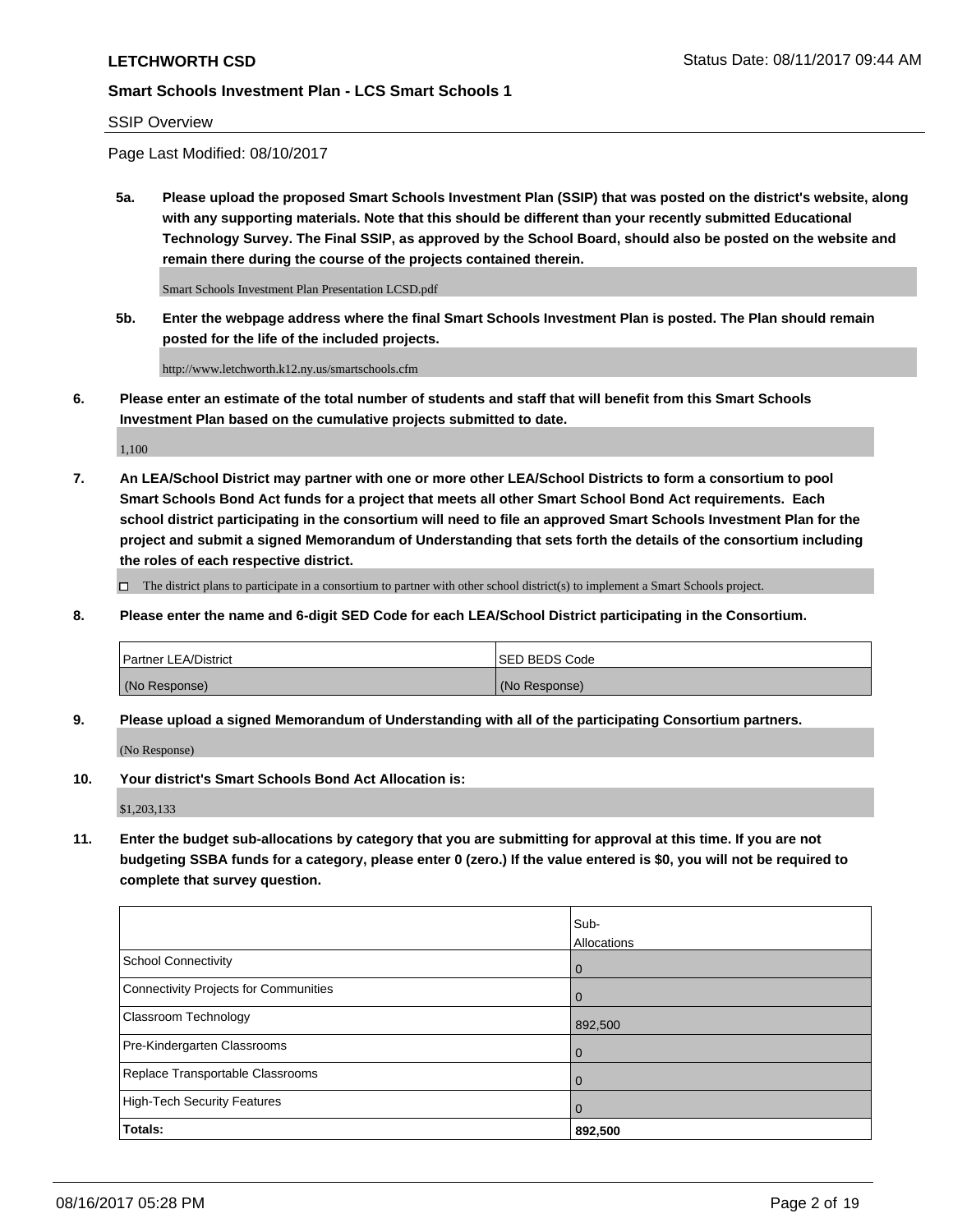**LETCHWORTH CSD** Status Date: 08/11/2017 09:44 AM

**Smart Schools Investment Plan - LCS Smart Schools 1**

SSIP Overview

Page Last Modified: 08/10/2017

**5a. Please upload the proposed Smart Schools Investment Plan (SSIP) that was posted on the district's website, along with any supporting materials. Note that this should be different than your recently submitted Educational Technology Survey. The Final SSIP, as approved by the School Board, should also be posted on the website and remain there during the course of the projects contained therein.**

Smart Schools Investment Plan Presentation LCSD.pdf

**5b. Enter the webpage address where the final Smart Schools Investment Plan is posted. The Plan should remain posted for the life of the included projects.**

http://www.letchworth.k12.ny.us/smartschools.cfm

**6. Please enter an estimate of the total number of students and staff that will benefit from this Smart Schools Investment Plan based on the cumulative projects submitted to date.**

1,100

**7. An LEA/School District may partner with one or more other LEA/School Districts to form a consortium to pool Smart Schools Bond Act funds for a project that meets all other Smart School Bond Act requirements. Each school district participating in the consortium will need to file an approved Smart Schools Investment Plan for the project and submit a signed Memorandum of Understanding that sets forth the details of the consortium including the roles of each respective district.**

☐ The district plans to participate in a consortium to partner with other school district(s) to implement a Smart Schools project.

**8. Please enter the name and 6-digit SED Code for each LEA/School District participating in the Consortium.**

| Partner LEA/District | SED BEDS Code |
|---|---|
| (No Response) | (No Response) |

**9. Please upload a signed Memorandum of Understanding with all of the participating Consortium partners.**

(No Response)

**10. Your district's Smart Schools Bond Act Allocation is:**

$1,203,133

**11. Enter the budget sub-allocations by category that you are submitting for approval at this time. If you are not budgeting SSBA funds for a category, please enter 0 (zero.) If the value entered is $0, you will not be required to complete that survey question.**

| | Sub-Allocations |
|---|---|
| School Connectivity | 0 |
| Connectivity Projects for Communities | 0 |
| Classroom Technology | 892,500 |
| Pre-Kindergarten Classrooms | 0 |
| Replace Transportable Classrooms | 0 |
| High-Tech Security Features | 0 |
| **Totals:** | **892,500** |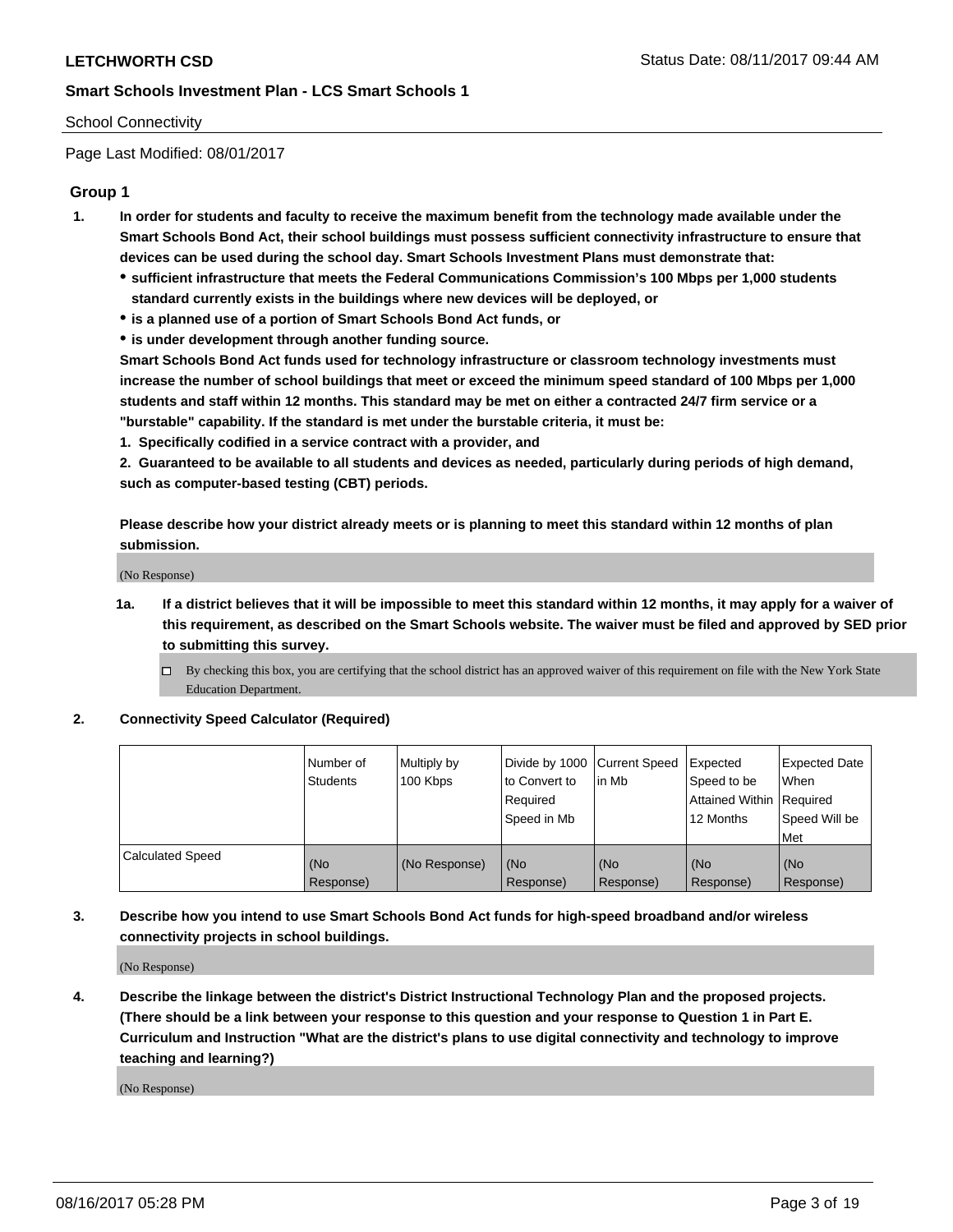School Connectivity

Page Last Modified: 08/01/2017

## Group 1

1. **In order for students and faculty to receive the maximum benefit from the technology made available under the Smart Schools Bond Act, their school buildings must possess sufficient connectivity infrastructure to ensure that devices can be used during the school day. Smart Schools Investment Plans must demonstrate that:**
   - **sufficient infrastructure that meets the Federal Communications Commission's 100 Mbps per 1,000 students standard currently exists in the buildings where new devices will be deployed, or**
   - **is a planned use of a portion of Smart Schools Bond Act funds, or**
   - **is under development through another funding source.**

   **Smart Schools Bond Act funds used for technology infrastructure or classroom technology investments must increase the number of school buildings that meet or exceed the minimum speed standard of 100 Mbps per 1,000 students and staff within 12 months. This standard may be met on either a contracted 24/7 firm service or a "burstable" capability. If the standard is met under the burstable criteria, it must be:**

   **1. Specifically codified in a service contract with a provider, and**

   **2. Guaranteed to be available to all students and devices as needed, particularly during periods of high demand, such as computer-based testing (CBT) periods.**

   **Please describe how your district already meets or is planning to meet this standard within 12 months of plan submission.**

   (No Response)

   1a. **If a district believes that it will be impossible to meet this standard within 12 months, it may apply for a waiver of this requirement, as described on the Smart Schools website. The waiver must be filed and approved by SED prior to submitting this survey.**

   ☐ By checking this box, you are certifying that the school district has an approved waiver of this requirement on file with the New York State Education Department.

2. **Connectivity Speed Calculator (Required)**

| | Number of Students | Multiply by 100 Kbps | Divide by 1000 to Convert to Required Speed in Mb | Current Speed in Mb | Expected Speed to be Attained Within 12 Months | Expected Date When Required Speed Will be Met |
|---|---|---|---|---|---|---|
| Calculated Speed | (No Response) | (No Response) | (No Response) | (No Response) | (No Response) | (No Response) |

3. **Describe how you intend to use Smart Schools Bond Act funds for high-speed broadband and/or wireless connectivity projects in school buildings.**

   (No Response)

4. **Describe the linkage between the district's District Instructional Technology Plan and the proposed projects. (There should be a link between your response to this question and your response to Question 1 in Part E. Curriculum and Instruction "What are the district's plans to use digital connectivity and technology to improve teaching and learning?)**

   (No Response)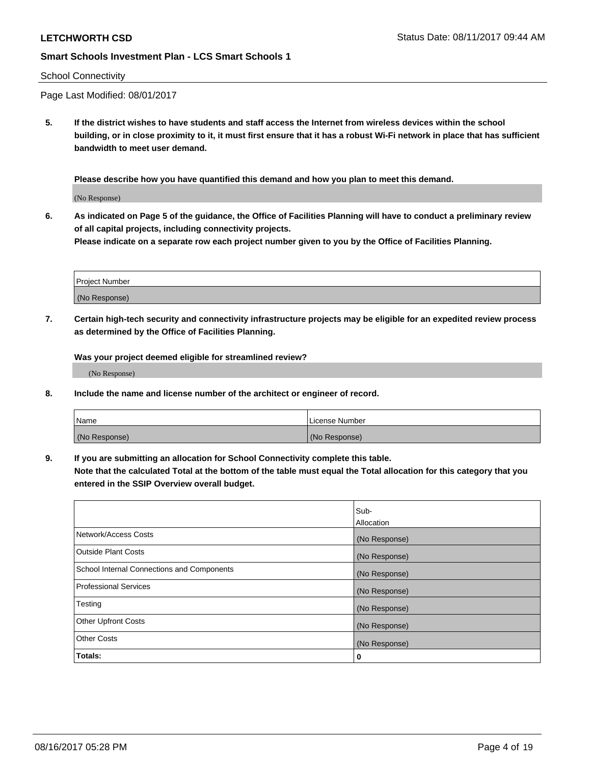LETCHWORTH CSD

Smart Schools Investment Plan - LCS Smart Schools 1

School Connectivity

Page Last Modified: 08/01/2017

**5. If the district wishes to have students and staff access the Internet from wireless devices within the school building, or in close proximity to it, it must first ensure that it has a robust Wi-Fi network in place that has sufficient bandwidth to meet user demand.**

**Please describe how you have quantified this demand and how you plan to meet this demand.**

(No Response)

**6. As indicated on Page 5 of the guidance, the Office of Facilities Planning will have to conduct a preliminary review of all capital projects, including connectivity projects.**
**Please indicate on a separate row each project number given to you by the Office of Facilities Planning.**

| Project Number |
| --- |
| (No Response) |

**7. Certain high-tech security and connectivity infrastructure projects may be eligible for an expedited review process as determined by the Office of Facilities Planning.**

**Was your project deemed eligible for streamlined review?**

(No Response)

**8. Include the name and license number of the architect or engineer of record.**

| Name | License Number |
| --- | --- |
| (No Response) | (No Response) |

**9. If you are submitting an allocation for School Connectivity complete this table.**
**Note that the calculated Total at the bottom of the table must equal the Total allocation for this category that you entered in the SSIP Overview overall budget.**

| | Sub-Allocation |
| --- | --- |
| Network/Access Costs | (No Response) |
| Outside Plant Costs | (No Response) |
| School Internal Connections and Components | (No Response) |
| Professional Services | (No Response) |
| Testing | (No Response) |
| Other Upfront Costs | (No Response) |
| Other Costs | (No Response) |
| **Totals:** | **0** |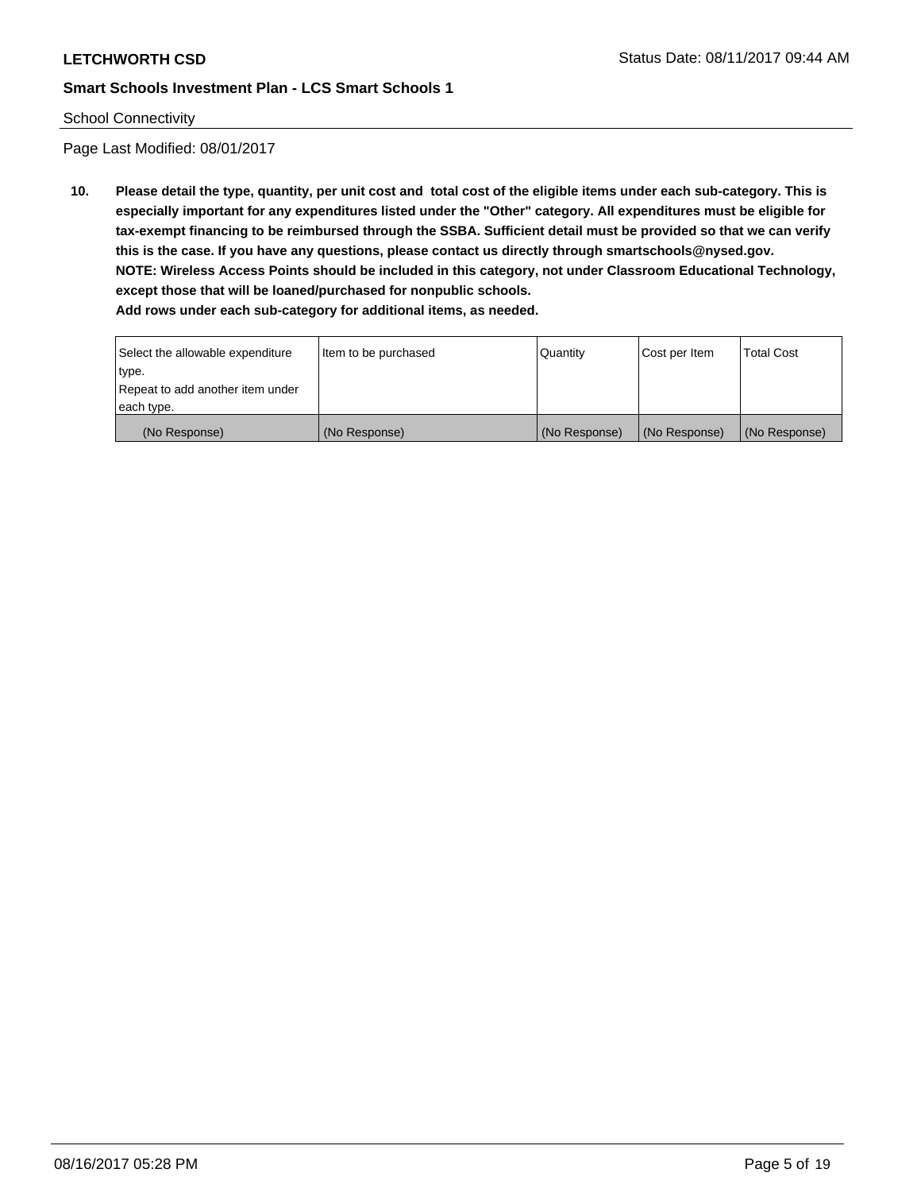School Connectivity

Page Last Modified: 08/01/2017

**10. Please detail the type, quantity, per unit cost and total cost of the eligible items under each sub-category. This is especially important for any expenditures listed under the "Other" category. All expenditures must be eligible for tax-exempt financing to be reimbursed through the SSBA. Sufficient detail must be provided so that we can verify this is the case. If you have any questions, please contact us directly through smartschools@nysed.gov.**
**NOTE: Wireless Access Points should be included in this category, not under Classroom Educational Technology, except those that will be loaned/purchased for nonpublic schools.**
**Add rows under each sub-category for additional items, as needed.**

| Select the allowable expenditure type. Repeat to add another item under each type. | Item to be purchased | Quantity | Cost per Item | Total Cost |
|---|---|---|---|---|
| (No Response) | (No Response) | (No Response) | (No Response) | (No Response) |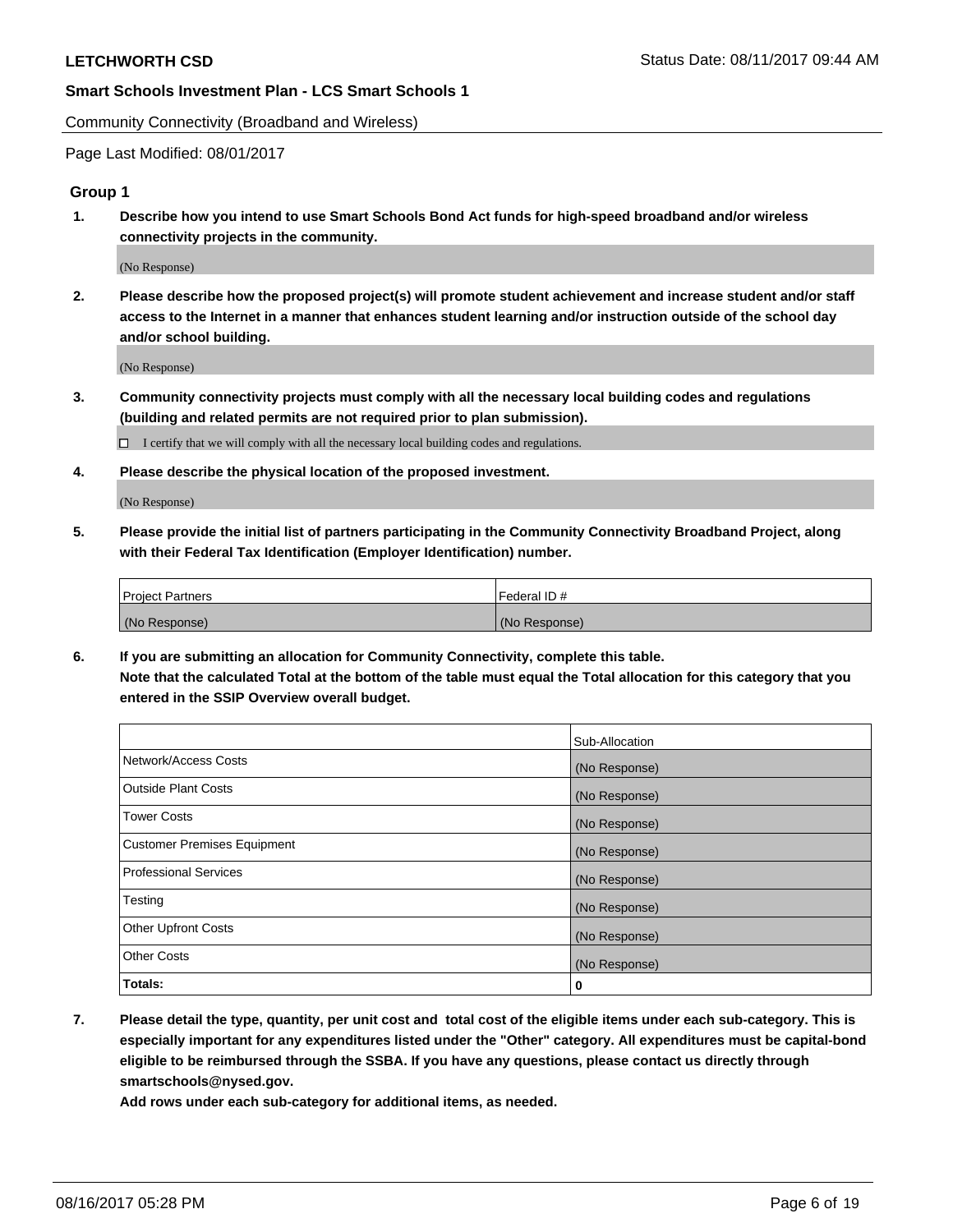Community Connectivity (Broadband and Wireless)

Page Last Modified: 08/01/2017

## Group 1

**1. Describe how you intend to use Smart Schools Bond Act funds for high-speed broadband and/or wireless connectivity projects in the community.**

(No Response)

**2. Please describe how the proposed project(s) will promote student achievement and increase student and/or staff access to the Internet in a manner that enhances student learning and/or instruction outside of the school day and/or school building.**

(No Response)

**3. Community connectivity projects must comply with all the necessary local building codes and regulations (building and related permits are not required prior to plan submission).**

☐ I certify that we will comply with all the necessary local building codes and regulations.

**4. Please describe the physical location of the proposed investment.**

(No Response)

**5. Please provide the initial list of partners participating in the Community Connectivity Broadband Project, along with their Federal Tax Identification (Employer Identification) number.**

| Project Partners | Federal ID # |
|---|---|
| (No Response) | (No Response) |

**6. If you are submitting an allocation for Community Connectivity, complete this table.
Note that the calculated Total at the bottom of the table must equal the Total allocation for this category that you entered in the SSIP Overview overall budget.**

| | Sub-Allocation |
|---|---|
| Network/Access Costs | (No Response) |
| Outside Plant Costs | (No Response) |
| Tower Costs | (No Response) |
| Customer Premises Equipment | (No Response) |
| Professional Services | (No Response) |
| Testing | (No Response) |
| Other Upfront Costs | (No Response) |
| Other Costs | (No Response) |
| **Totals:** | **0** |

**7. Please detail the type, quantity, per unit cost and total cost of the eligible items under each sub-category. This is especially important for any expenditures listed under the "Other" category. All expenditures must be capital-bond eligible to be reimbursed through the SSBA. If you have any questions, please contact us directly through smartschools@nysed.gov.
Add rows under each sub-category for additional items, as needed.**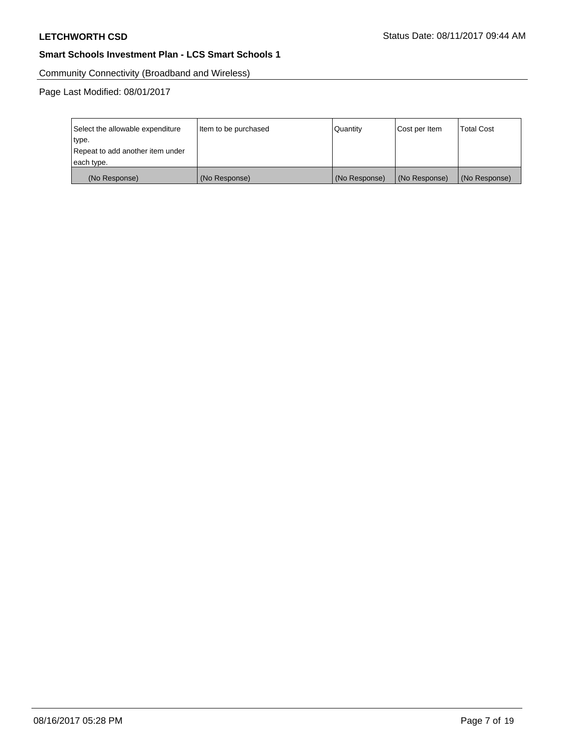Community Connectivity (Broadband and Wireless)

Page Last Modified: 08/01/2017

| Select the allowable expenditure type.<br>Repeat to add another item under each type. | Item to be purchased | Quantity | Cost per Item | Total Cost |
|---|---|---|---|---|
| (No Response) | (No Response) | (No Response) | (No Response) | (No Response) |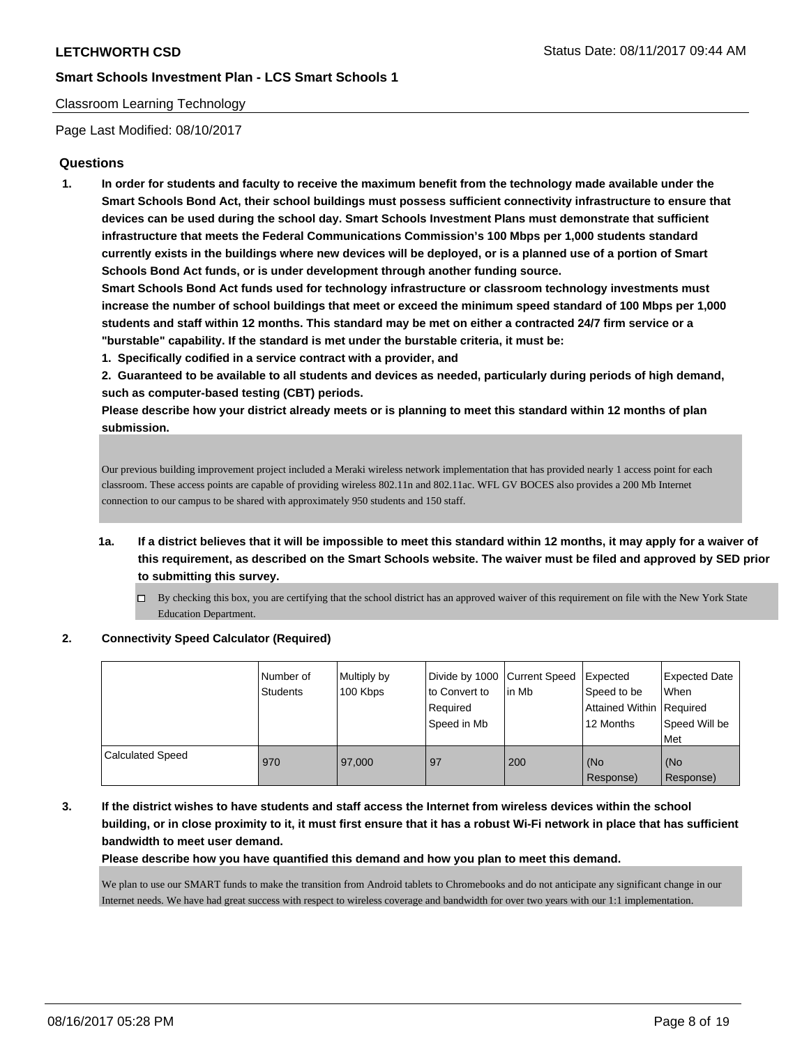## Classroom Learning Technology

Page Last Modified: 08/10/2017

### Questions

1. **In order for students and faculty to receive the maximum benefit from the technology made available under the Smart Schools Bond Act, their school buildings must possess sufficient connectivity infrastructure to ensure that devices can be used during the school day. Smart Schools Investment Plans must demonstrate that sufficient infrastructure that meets the Federal Communications Commission's 100 Mbps per 1,000 students standard currently exists in the buildings where new devices will be deployed, or is a planned use of a portion of Smart Schools Bond Act funds, or is under development through another funding source.**

   **Smart Schools Bond Act funds used for technology infrastructure or classroom technology investments must increase the number of school buildings that meet or exceed the minimum speed standard of 100 Mbps per 1,000 students and staff within 12 months. This standard may be met on either a contracted 24/7 firm service or a "burstable" capability. If the standard is met under the burstable criteria, it must be:**

   **1. Specifically codified in a service contract with a provider, and**

   **2. Guaranteed to be available to all students and devices as needed, particularly during periods of high demand, such as computer-based testing (CBT) periods.**

   **Please describe how your district already meets or is planning to meet this standard within 12 months of plan submission.**

   Our previous building improvement project included a Meraki wireless network implementation that has provided nearly 1 access point for each classroom. These access points are capable of providing wireless 802.11n and 802.11ac. WFL GV BOCES also provides a 200 Mb Internet connection to our campus to be shared with approximately 950 students and 150 staff.

   **1a. If a district believes that it will be impossible to meet this standard within 12 months, it may apply for a waiver of this requirement, as described on the Smart Schools website. The waiver must be filed and approved by SED prior to submitting this survey.**

   ☐ By checking this box, you are certifying that the school district has an approved waiver of this requirement on file with the New York State Education Department.

2. **Connectivity Speed Calculator (Required)**

| | Number of Students | Multiply by 100 Kbps | Divide by 1000 to Convert to Required Speed in Mb | Current Speed in Mb | Expected Speed to be Attained Within 12 Months | Expected Date When Required Speed Will be Met |
|---|---|---|---|---|---|---|
| Calculated Speed | 970 | 97,000 | 97 | 200 | (No Response) | (No Response) |

3. **If the district wishes to have students and staff access the Internet from wireless devices within the school building, or in close proximity to it, it must first ensure that it has a robust Wi-Fi network in place that has sufficient bandwidth to meet user demand.**

   **Please describe how you have quantified this demand and how you plan to meet this demand.**

   We plan to use our SMART funds to make the transition from Android tablets to Chromebooks and do not anticipate any significant change in our Internet needs. We have had great success with respect to wireless coverage and bandwidth for over two years with our 1:1 implementation.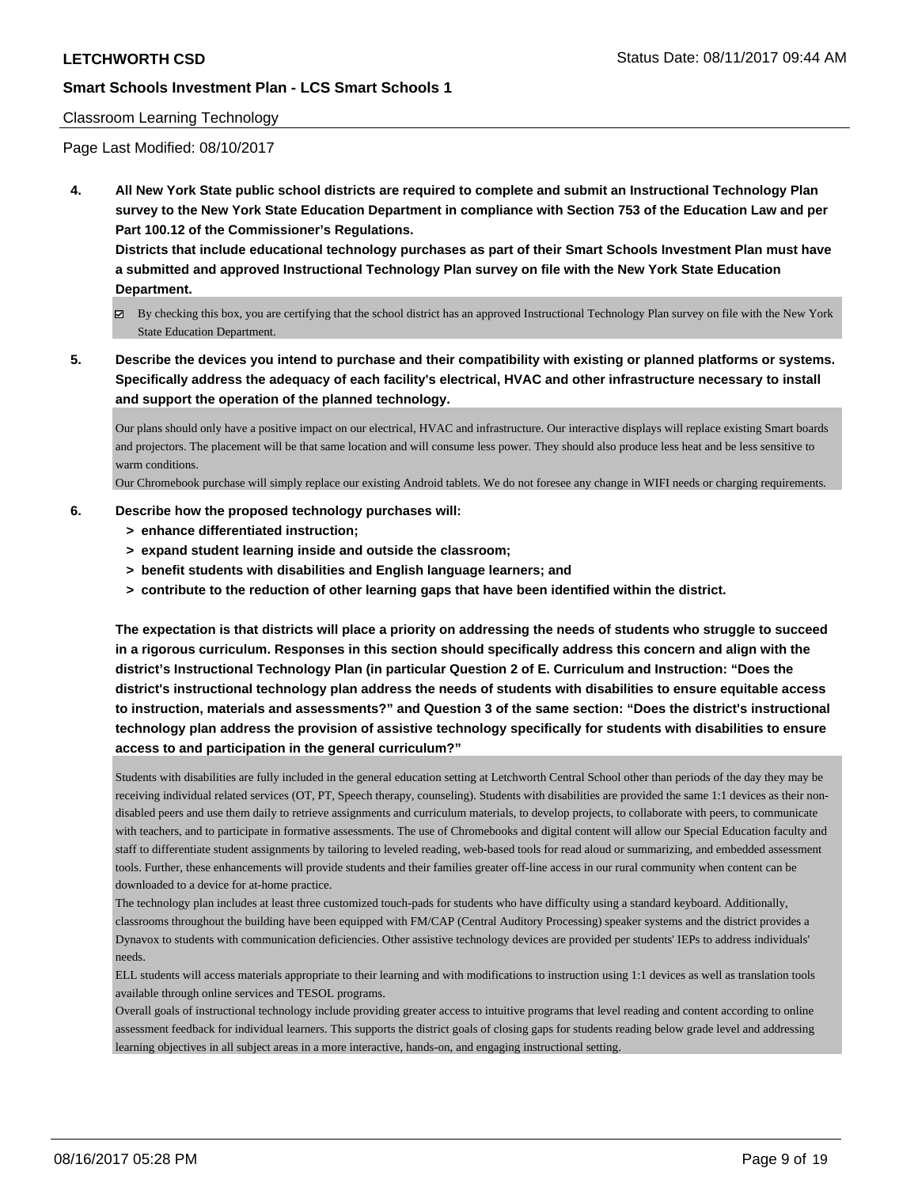Classroom Learning Technology

Page Last Modified: 08/10/2017

**4. All New York State public school districts are required to complete and submit an Instructional Technology Plan survey to the New York State Education Department in compliance with Section 753 of the Education Law and per Part 100.12 of the Commissioner's Regulations.**

**Districts that include educational technology purchases as part of their Smart Schools Investment Plan must have a submitted and approved Instructional Technology Plan survey on file with the New York State Education Department.**

☑ By checking this box, you are certifying that the school district has an approved Instructional Technology Plan survey on file with the New York State Education Department.

**5. Describe the devices you intend to purchase and their compatibility with existing or planned platforms or systems. Specifically address the adequacy of each facility's electrical, HVAC and other infrastructure necessary to install and support the operation of the planned technology.**

Our plans should only have a positive impact on our electrical, HVAC and infrastructure. Our interactive displays will replace existing Smart boards and projectors. The placement will be that same location and will consume less power. They should also produce less heat and be less sensitive to warm conditions.
Our Chromebook purchase will simply replace our existing Android tablets. We do not foresee any change in WIFI needs or charging requirements.

**6. Describe how the proposed technology purchases will:**
- **> enhance differentiated instruction;**
- **> expand student learning inside and outside the classroom;**
- **> benefit students with disabilities and English language learners; and**
- **> contribute to the reduction of other learning gaps that have been identified within the district.**

**The expectation is that districts will place a priority on addressing the needs of students who struggle to succeed in a rigorous curriculum. Responses in this section should specifically address this concern and align with the district's Instructional Technology Plan (in particular Question 2 of E. Curriculum and Instruction: "Does the district's instructional technology plan address the needs of students with disabilities to ensure equitable access to instruction, materials and assessments?" and Question 3 of the same section: "Does the district's instructional technology plan address the provision of assistive technology specifically for students with disabilities to ensure access to and participation in the general curriculum?"**

Students with disabilities are fully included in the general education setting at Letchworth Central School other than periods of the day they may be receiving individual related services (OT, PT, Speech therapy, counseling). Students with disabilities are provided the same 1:1 devices as their non-disabled peers and use them daily to retrieve assignments and curriculum materials, to develop projects, to collaborate with peers, to communicate with teachers, and to participate in formative assessments. The use of Chromebooks and digital content will allow our Special Education faculty and staff to differentiate student assignments by tailoring to leveled reading, web-based tools for read aloud or summarizing, and embedded assessment tools. Further, these enhancements will provide students and their families greater off-line access in our rural community when content can be downloaded to a device for at-home practice.
The technology plan includes at least three customized touch-pads for students who have difficulty using a standard keyboard. Additionally, classrooms throughout the building have been equipped with FM/CAP (Central Auditory Processing) speaker systems and the district provides a Dynavox to students with communication deficiencies. Other assistive technology devices are provided per students' IEPs to address individuals' needs.
ELL students will access materials appropriate to their learning and with modifications to instruction using 1:1 devices as well as translation tools available through online services and TESOL programs.
Overall goals of instructional technology include providing greater access to intuitive programs that level reading and content according to online assessment feedback for individual learners. This supports the district goals of closing gaps for students reading below grade level and addressing learning objectives in all subject areas in a more interactive, hands-on, and engaging instructional setting.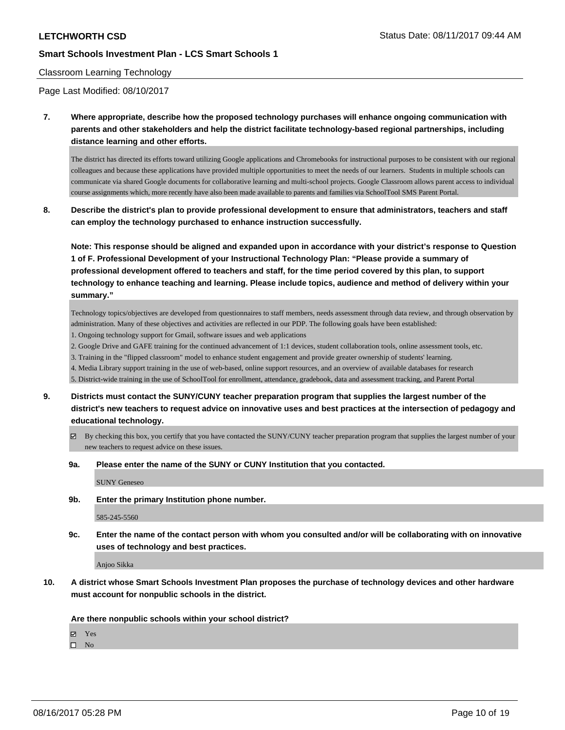Classroom Learning Technology

Page Last Modified: 08/10/2017

**7. Where appropriate, describe how the proposed technology purchases will enhance ongoing communication with parents and other stakeholders and help the district facilitate technology-based regional partnerships, including distance learning and other efforts.**

The district has directed its efforts toward utilizing Google applications and Chromebooks for instructional purposes to be consistent with our regional colleagues and because these applications have provided multiple opportunities to meet the needs of our learners. Students in multiple schools can communicate via shared Google documents for collaborative learning and multi-school projects. Google Classroom allows parent access to individual course assignments which, more recently have also been made available to parents and families via SchoolTool SMS Parent Portal.

**8. Describe the district's plan to provide professional development to ensure that administrators, teachers and staff can employ the technology purchased to enhance instruction successfully.**

**Note: This response should be aligned and expanded upon in accordance with your district's response to Question 1 of F. Professional Development of your Instructional Technology Plan: "Please provide a summary of professional development offered to teachers and staff, for the time period covered by this plan, to support technology to enhance teaching and learning. Please include topics, audience and method of delivery within your summary."**

Technology topics/objectives are developed from questionnaires to staff members, needs assessment through data review, and through observation by administration. Many of these objectives and activities are reflected in our PDP. The following goals have been established:

1. Ongoing technology support for Gmail, software issues and web applications
2. Google Drive and GAFE training for the continued advancement of 1:1 devices, student collaboration tools, online assessment tools, etc.
3. Training in the "flipped classroom" model to enhance student engagement and provide greater ownership of students' learning.
4. Media Library support training in the use of web-based, online support resources, and an overview of available databases for research
5. District-wide training in the use of SchoolTool for enrollment, attendance, gradebook, data and assessment tracking, and Parent Portal

**9. Districts must contact the SUNY/CUNY teacher preparation program that supplies the largest number of the district's new teachers to request advice on innovative uses and best practices at the intersection of pedagogy and educational technology.**

☑ By checking this box, you certify that you have contacted the SUNY/CUNY teacher preparation program that supplies the largest number of your new teachers to request advice on these issues.

**9a. Please enter the name of the SUNY or CUNY Institution that you contacted.**

SUNY Geneseo

**9b. Enter the primary Institution phone number.**

585-245-5560

**9c. Enter the name of the contact person with whom you consulted and/or will be collaborating with on innovative uses of technology and best practices.**

Anjoo Sikka

**10. A district whose Smart Schools Investment Plan proposes the purchase of technology devices and other hardware must account for nonpublic schools in the district.**

**Are there nonpublic schools within your school district?**

☑ Yes
☐ No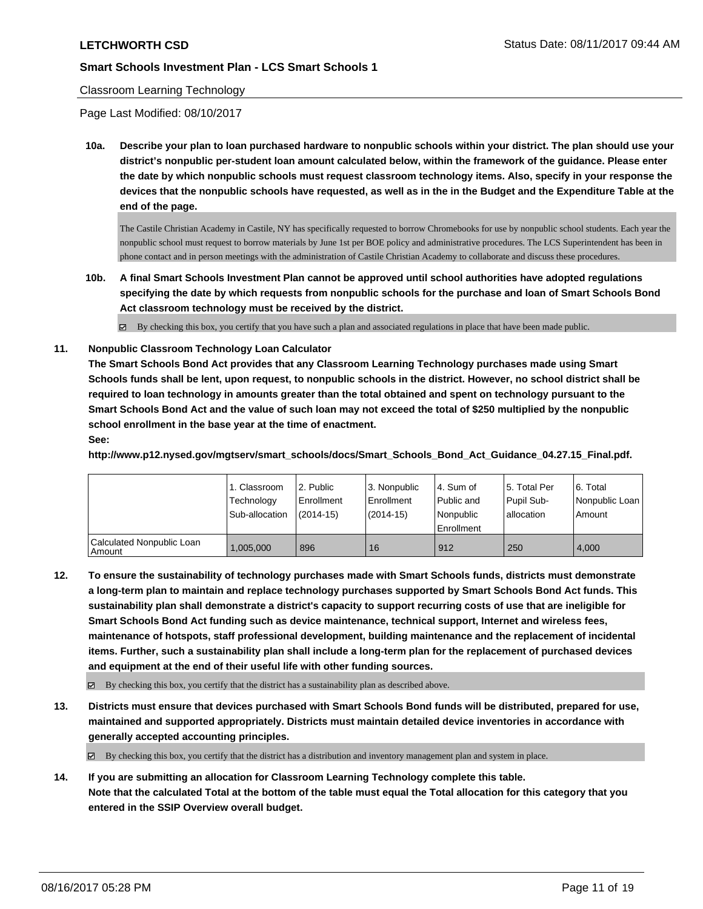**LETCHWORTH CSD** Status Date: 08/11/2017 09:44 AM

**Smart Schools Investment Plan - LCS Smart Schools 1**

Classroom Learning Technology

Page Last Modified: 08/10/2017

**10a. Describe your plan to loan purchased hardware to nonpublic schools within your district. The plan should use your district's nonpublic per-student loan amount calculated below, within the framework of the guidance. Please enter the date by which nonpublic schools must request classroom technology items. Also, specify in your response the devices that the nonpublic schools have requested, as well as in the in the Budget and the Expenditure Table at the end of the page.**

The Castile Christian Academy in Castile, NY has specifically requested to borrow Chromebooks for use by nonpublic school students. Each year the nonpublic school must request to borrow materials by June 1st per BOE policy and administrative procedures. The LCS Superintendent has been in phone contact and in person meetings with the administration of Castile Christian Academy to collaborate and discuss these procedures.

**10b. A final Smart Schools Investment Plan cannot be approved until school authorities have adopted regulations specifying the date by which requests from nonpublic schools for the purchase and loan of Smart Schools Bond Act classroom technology must be received by the district.**

☑ By checking this box, you certify that you have such a plan and associated regulations in place that have been made public.

**11. Nonpublic Classroom Technology Loan Calculator**

**The Smart Schools Bond Act provides that any Classroom Learning Technology purchases made using Smart Schools funds shall be lent, upon request, to nonpublic schools in the district. However, no school district shall be required to loan technology in amounts greater than the total obtained and spent on technology pursuant to the Smart Schools Bond Act and the value of such loan may not exceed the total of $250 multiplied by the nonpublic school enrollment in the base year at the time of enactment.**

**See:**

**http://www.p12.nysed.gov/mgtserv/smart_schools/docs/Smart_Schools_Bond_Act_Guidance_04.27.15_Final.pdf.**

| | 1. Classroom Technology Sub-allocation | 2. Public Enrollment (2014-15) | 3. Nonpublic Enrollment (2014-15) | 4. Sum of Public and Nonpublic Enrollment | 5. Total Per Pupil Sub-allocation | 6. Total Nonpublic Loan Amount |
|---|---|---|---|---|---|---|
| Calculated Nonpublic Loan Amount | 1,005,000 | 896 | 16 | 912 | 250 | 4,000 |

**12. To ensure the sustainability of technology purchases made with Smart Schools funds, districts must demonstrate a long-term plan to maintain and replace technology purchases supported by Smart Schools Bond Act funds. This sustainability plan shall demonstrate a district's capacity to support recurring costs of use that are ineligible for Smart Schools Bond Act funding such as device maintenance, technical support, Internet and wireless fees, maintenance of hotspots, staff professional development, building maintenance and the replacement of incidental items. Further, such a sustainability plan shall include a long-term plan for the replacement of purchased devices and equipment at the end of their useful life with other funding sources.**

☑ By checking this box, you certify that the district has a sustainability plan as described above.

**13. Districts must ensure that devices purchased with Smart Schools Bond funds will be distributed, prepared for use, maintained and supported appropriately. Districts must maintain detailed device inventories in accordance with generally accepted accounting principles.**

☑ By checking this box, you certify that the district has a distribution and inventory management plan and system in place.

**14. If you are submitting an allocation for Classroom Learning Technology complete this table. Note that the calculated Total at the bottom of the table must equal the Total allocation for this category that you entered in the SSIP Overview overall budget.**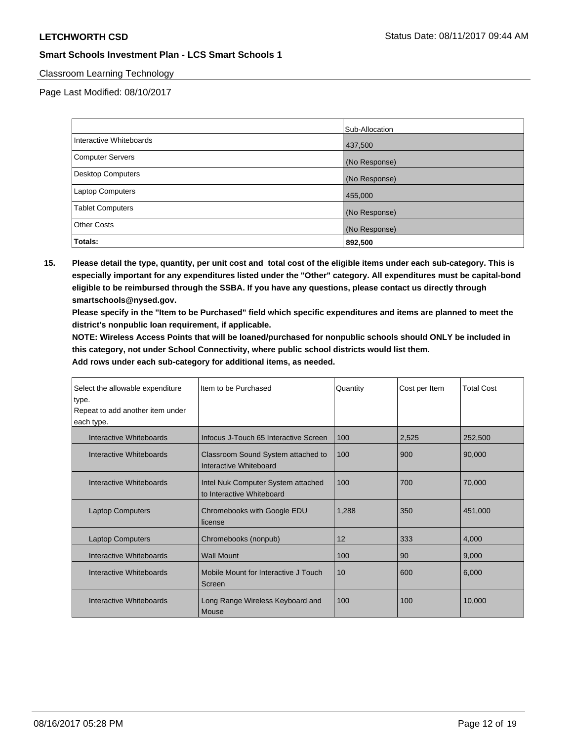## Classroom Learning Technology

Page Last Modified: 08/10/2017

| | Sub-Allocation |
|---|---|
| Interactive Whiteboards | 437,500 |
| Computer Servers | (No Response) |
| Desktop Computers | (No Response) |
| Laptop Computers | 455,000 |
| Tablet Computers | (No Response) |
| Other Costs | (No Response) |
| **Totals:** | **892,500** |

**15. Please detail the type, quantity, per unit cost and total cost of the eligible items under each sub-category. This is especially important for any expenditures listed under the "Other" category. All expenditures must be capital-bond eligible to be reimbursed through the SSBA. If you have any questions, please contact us directly through smartschools@nysed.gov.**

**Please specify in the "Item to be Purchased" field which specific expenditures and items are planned to meet the district's nonpublic loan requirement, if applicable.**

**NOTE: Wireless Access Points that will be loaned/purchased for nonpublic schools should ONLY be included in this category, not under School Connectivity, where public school districts would list them.**

**Add rows under each sub-category for additional items, as needed.**

| Select the allowable expenditure type. Repeat to add another item under each type. | Item to be Purchased | Quantity | Cost per Item | Total Cost |
|---|---|---|---|---|
| Interactive Whiteboards | Infocus J-Touch 65 Interactive Screen | 100 | 2,525 | 252,500 |
| Interactive Whiteboards | Classroom Sound System attached to Interactive Whiteboard | 100 | 900 | 90,000 |
| Interactive Whiteboards | Intel Nuk Computer System attached to Interactive Whiteboard | 100 | 700 | 70,000 |
| Laptop Computers | Chromebooks with Google EDU license | 1,288 | 350 | 451,000 |
| Laptop Computers | Chromebooks (nonpub) | 12 | 333 | 4,000 |
| Interactive Whiteboards | Wall Mount | 100 | 90 | 9,000 |
| Interactive Whiteboards | Mobile Mount for Interactive J Touch Screen | 10 | 600 | 6,000 |
| Interactive Whiteboards | Long Range Wireless Keyboard and Mouse | 100 | 100 | 10,000 |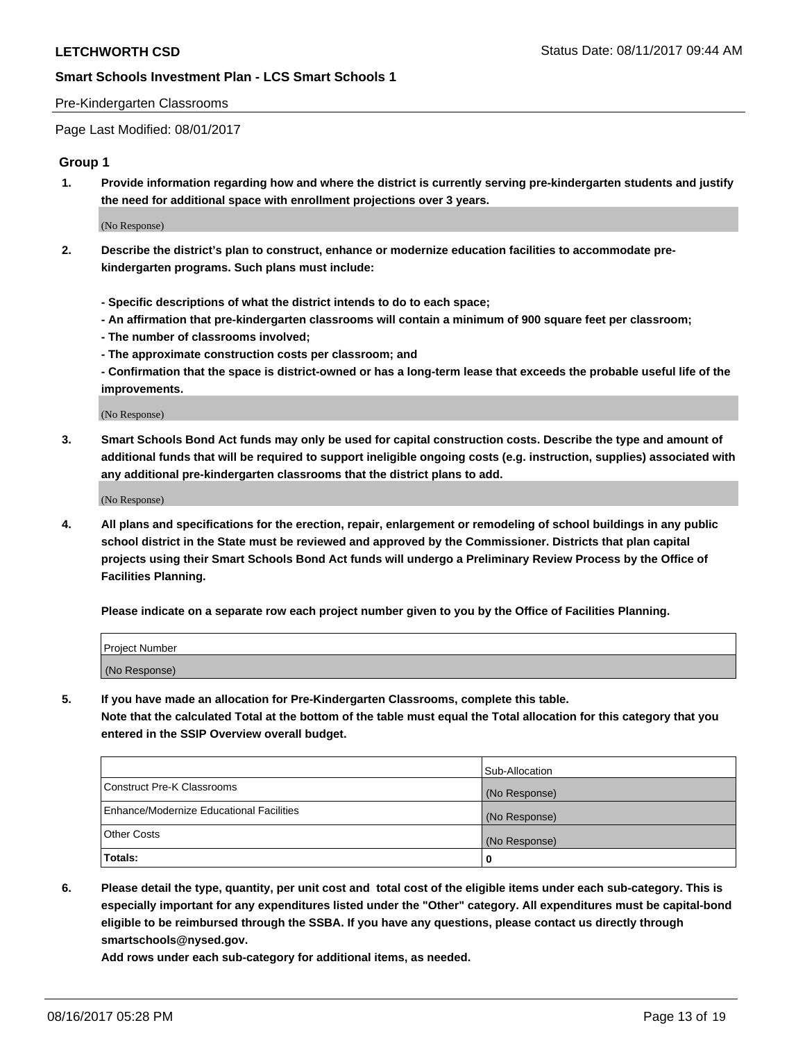Pre-Kindergarten Classrooms

Page Last Modified: 08/01/2017

## Group 1

**1. Provide information regarding how and where the district is currently serving pre-kindergarten students and justify the need for additional space with enrollment projections over 3 years.**

(No Response)

**2. Describe the district's plan to construct, enhance or modernize education facilities to accommodate pre-kindergarten programs. Such plans must include:**

**- Specific descriptions of what the district intends to do to each space;**
**- An affirmation that pre-kindergarten classrooms will contain a minimum of 900 square feet per classroom;**
**- The number of classrooms involved;**
**- The approximate construction costs per classroom; and**
**- Confirmation that the space is district-owned or has a long-term lease that exceeds the probable useful life of the improvements.**

(No Response)

**3. Smart Schools Bond Act funds may only be used for capital construction costs. Describe the type and amount of additional funds that will be required to support ineligible ongoing costs (e.g. instruction, supplies) associated with any additional pre-kindergarten classrooms that the district plans to add.**

(No Response)

**4. All plans and specifications for the erection, repair, enlargement or remodeling of school buildings in any public school district in the State must be reviewed and approved by the Commissioner. Districts that plan capital projects using their Smart Schools Bond Act funds will undergo a Preliminary Review Process by the Office of Facilities Planning.**

**Please indicate on a separate row each project number given to you by the Office of Facilities Planning.**

| Project Number |
| --- |
| (No Response) |

**5. If you have made an allocation for Pre-Kindergarten Classrooms, complete this table.**
**Note that the calculated Total at the bottom of the table must equal the Total allocation for this category that you entered in the SSIP Overview overall budget.**

| | Sub-Allocation |
| --- | --- |
| Construct Pre-K Classrooms | (No Response) |
| Enhance/Modernize Educational Facilities | (No Response) |
| Other Costs | (No Response) |
| **Totals:** | **0** |

**6. Please detail the type, quantity, per unit cost and total cost of the eligible items under each sub-category. This is especially important for any expenditures listed under the "Other" category. All expenditures must be capital-bond eligible to be reimbursed through the SSBA. If you have any questions, please contact us directly through smartschools@nysed.gov.**
**Add rows under each sub-category for additional items, as needed.**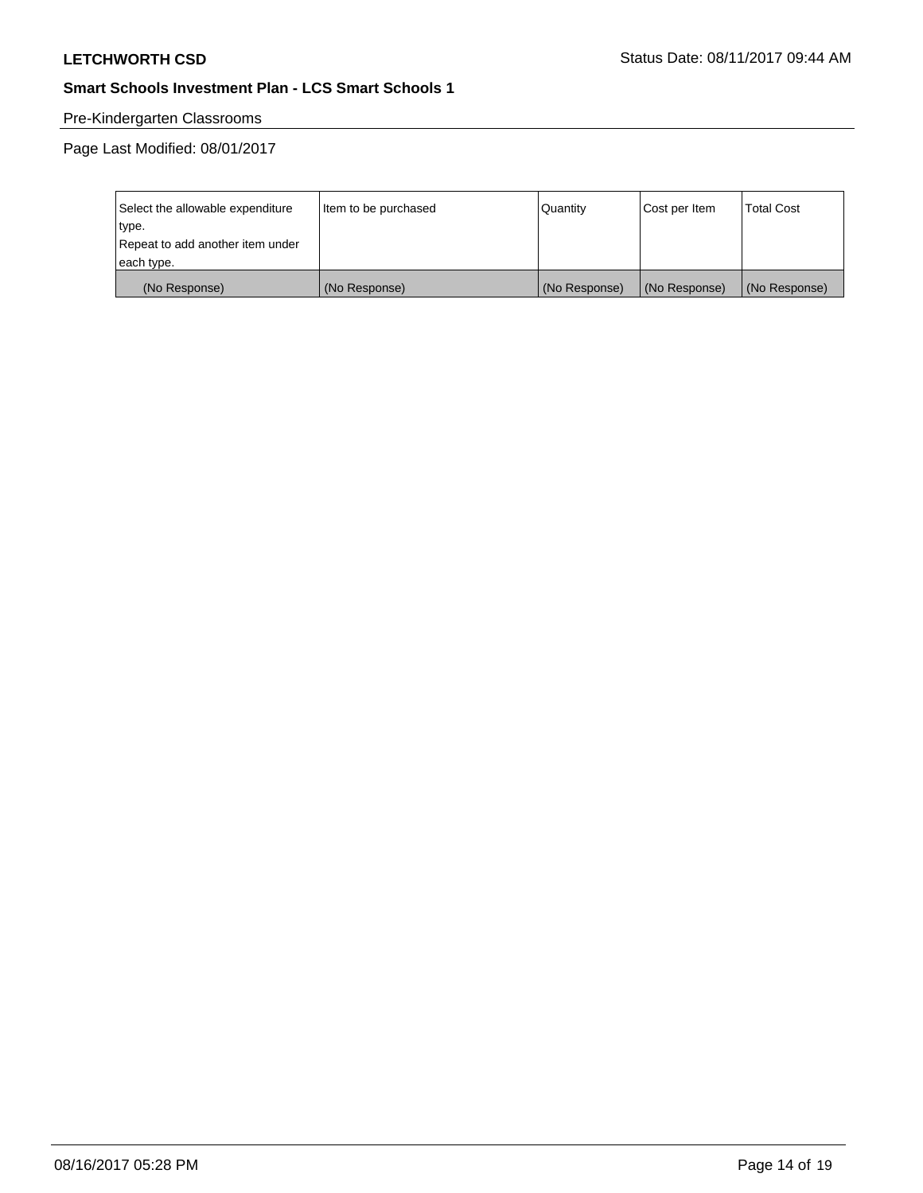Pre-Kindergarten Classrooms

Page Last Modified: 08/01/2017

| Select the allowable expenditure type. Repeat to add another item under each type. | Item to be purchased | Quantity | Cost per Item | Total Cost |
|---|---|---|---|---|
| (No Response) | (No Response) | (No Response) | (No Response) | (No Response) |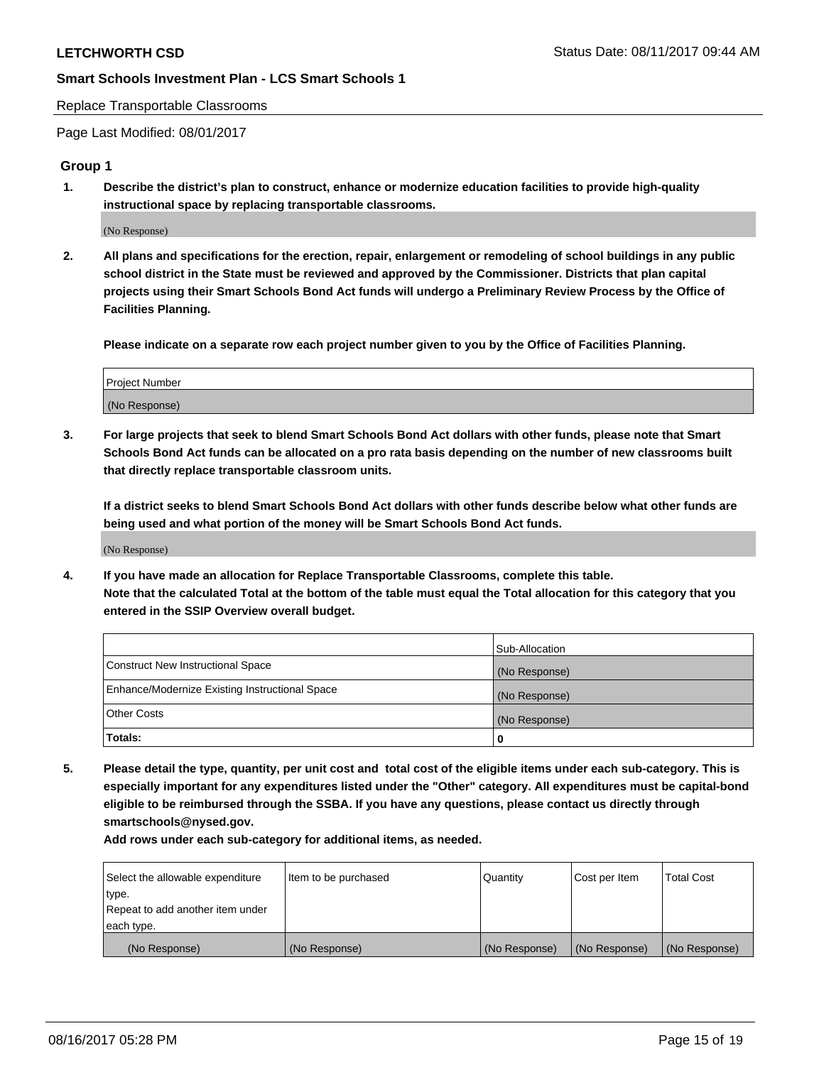## Replace Transportable Classrooms

Page Last Modified: 08/01/2017

### Group 1

**1. Describe the district's plan to construct, enhance or modernize education facilities to provide high-quality instructional space by replacing transportable classrooms.**

(No Response)

**2. All plans and specifications for the erection, repair, enlargement or remodeling of school buildings in any public school district in the State must be reviewed and approved by the Commissioner. Districts that plan capital projects using their Smart Schools Bond Act funds will undergo a Preliminary Review Process by the Office of Facilities Planning.**

**Please indicate on a separate row each project number given to you by the Office of Facilities Planning.**

| Project Number |
| --- |
| (No Response) |

**3. For large projects that seek to blend Smart Schools Bond Act dollars with other funds, please note that Smart Schools Bond Act funds can be allocated on a pro rata basis depending on the number of new classrooms built that directly replace transportable classroom units.**

**If a district seeks to blend Smart Schools Bond Act dollars with other funds describe below what other funds are being used and what portion of the money will be Smart Schools Bond Act funds.**

(No Response)

**4. If you have made an allocation for Replace Transportable Classrooms, complete this table. Note that the calculated Total at the bottom of the table must equal the Total allocation for this category that you entered in the SSIP Overview overall budget.**

| | Sub-Allocation |
| --- | --- |
| Construct New Instructional Space | (No Response) |
| Enhance/Modernize Existing Instructional Space | (No Response) |
| Other Costs | (No Response) |
| **Totals:** | **0** |

**5. Please detail the type, quantity, per unit cost and total cost of the eligible items under each sub-category. This is especially important for any expenditures listed under the "Other" category. All expenditures must be capital-bond eligible to be reimbursed through the SSBA. If you have any questions, please contact us directly through smartschools@nysed.gov.**

**Add rows under each sub-category for additional items, as needed.**

| Select the allowable expenditure type. Repeat to add another item under each type. | Item to be purchased | Quantity | Cost per Item | Total Cost |
| --- | --- | --- | --- | --- |
| (No Response) | (No Response) | (No Response) | (No Response) | (No Response) |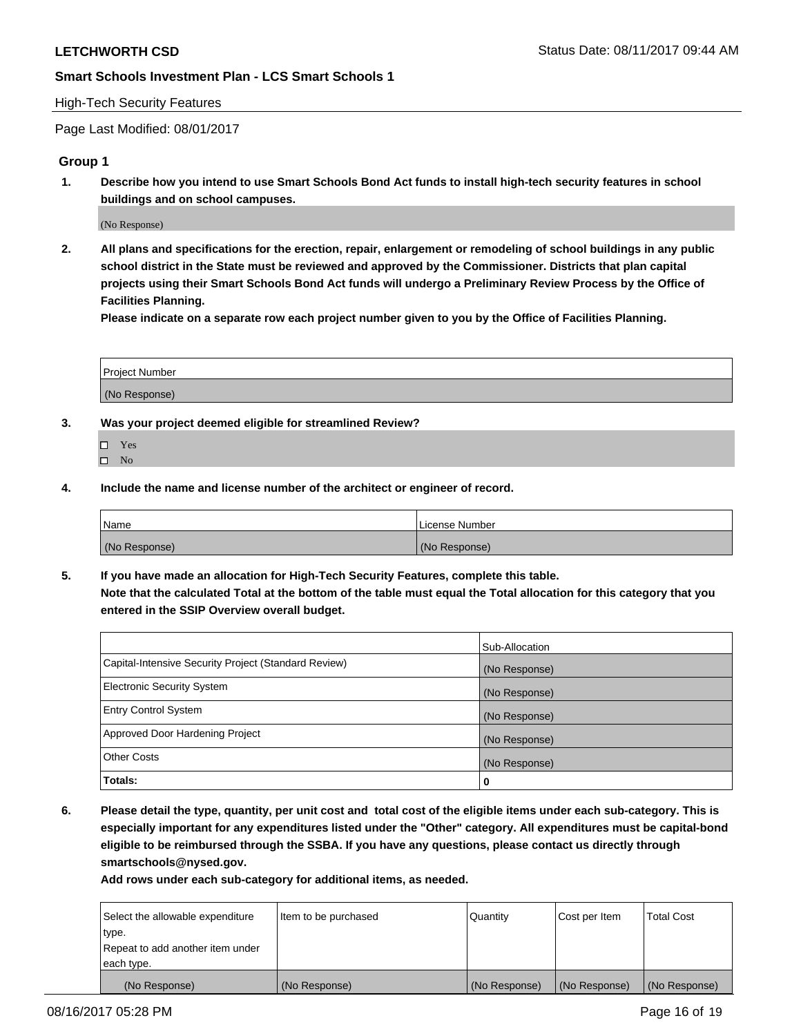High-Tech Security Features

Page Last Modified: 08/01/2017

## Group 1

**1. Describe how you intend to use Smart Schools Bond Act funds to install high-tech security features in school buildings and on school campuses.**

(No Response)

**2. All plans and specifications for the erection, repair, enlargement or remodeling of school buildings in any public school district in the State must be reviewed and approved by the Commissioner. Districts that plan capital projects using their Smart Schools Bond Act funds will undergo a Preliminary Review Process by the Office of Facilities Planning.**

**Please indicate on a separate row each project number given to you by the Office of Facilities Planning.**

| Project Number |
|---|
| (No Response) |

**3. Was your project deemed eligible for streamlined Review?**

- ☐ Yes
- ☐ No

**4. Include the name and license number of the architect or engineer of record.**

| Name | License Number |
|---|---|
| (No Response) | (No Response) |

**5. If you have made an allocation for High-Tech Security Features, complete this table.**
**Note that the calculated Total at the bottom of the table must equal the Total allocation for this category that you entered in the SSIP Overview overall budget.**

| | Sub-Allocation |
|---|---|
| Capital-Intensive Security Project (Standard Review) | (No Response) |
| Electronic Security System | (No Response) |
| Entry Control System | (No Response) |
| Approved Door Hardening Project | (No Response) |
| Other Costs | (No Response) |
| **Totals:** | **0** |

**6. Please detail the type, quantity, per unit cost and total cost of the eligible items under each sub-category. This is especially important for any expenditures listed under the "Other" category. All expenditures must be capital-bond eligible to be reimbursed through the SSBA. If you have any questions, please contact us directly through smartschools@nysed.gov.**

**Add rows under each sub-category for additional items, as needed.**

| Select the allowable expenditure type. Repeat to add another item under each type. | Item to be purchased | Quantity | Cost per Item | Total Cost |
|---|---|---|---|---|
| (No Response) | (No Response) | (No Response) | (No Response) | (No Response) |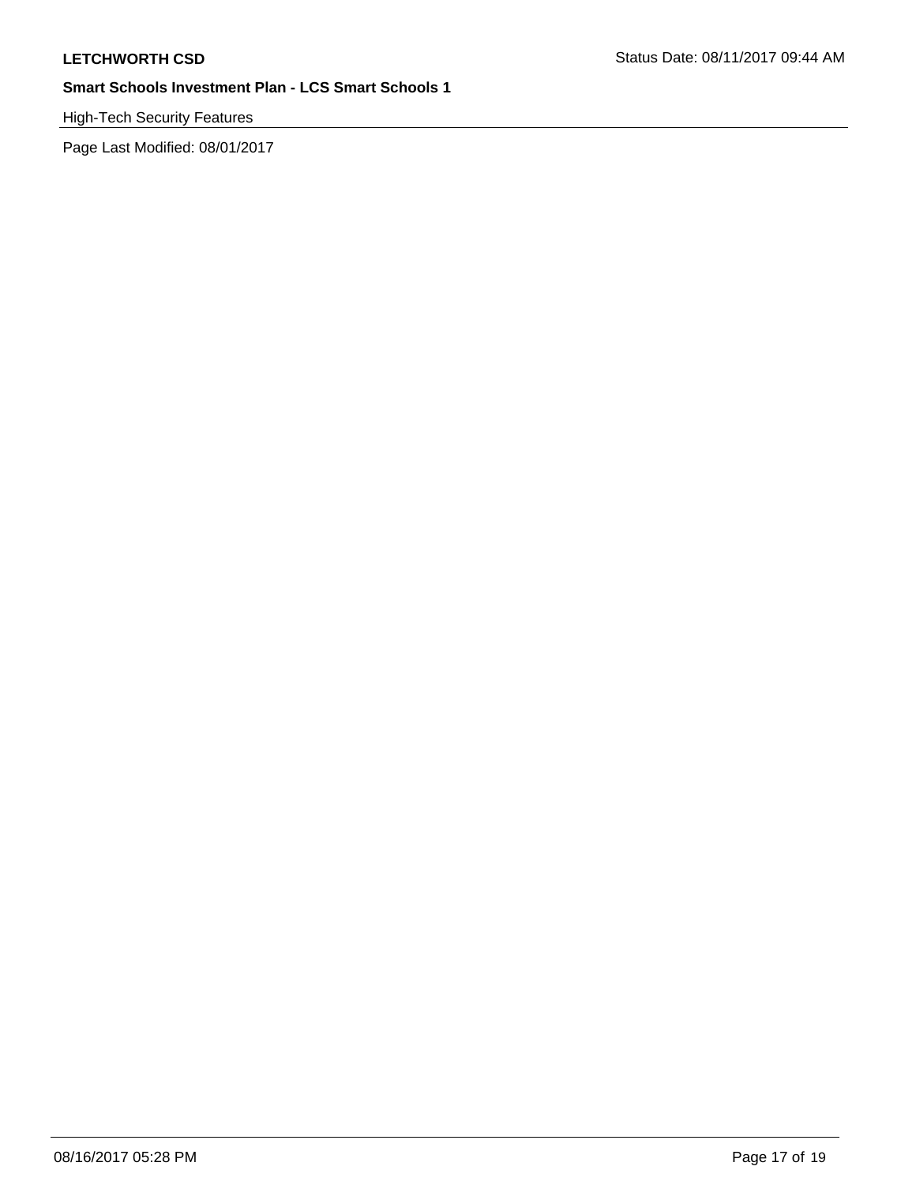High-Tech Security Features

Page Last Modified: 08/01/2017